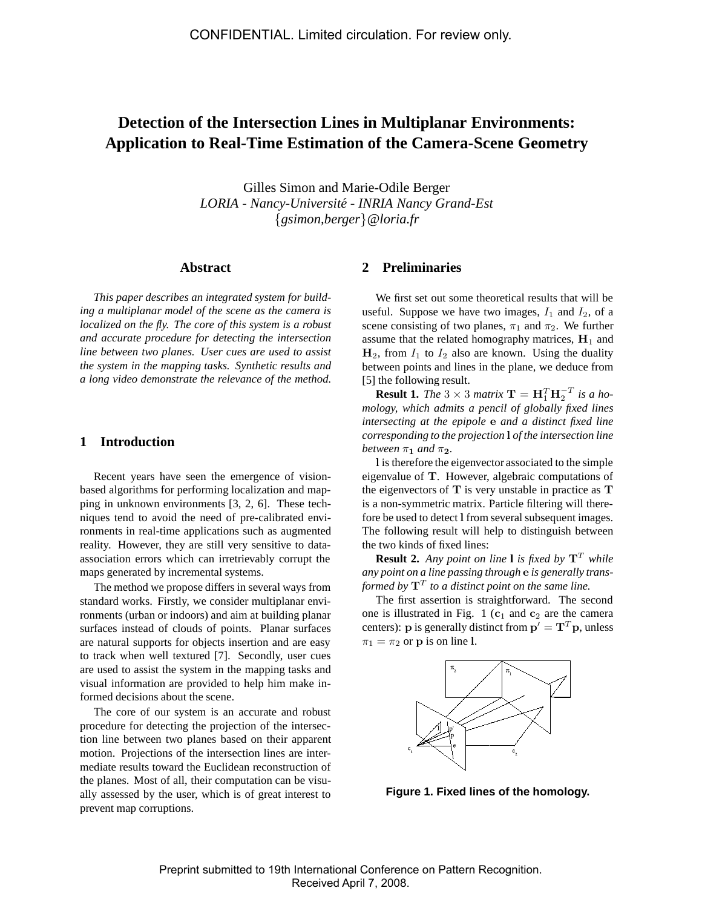# Detection of the Intersection Lines in Multiplanar Environments: Application to Real-Time Estimation of the Camera-Scene Geometry

Gilles Simon and Marie-Odile Berger
*LORIA - Nancy-Université - INRIA Nancy Grand-Est*
{*gsimon,berger*}*@loria.fr*

## Abstract

*This paper describes an integrated system for building a multiplanar model of the scene as the camera is localized on the fly. The core of this system is a robust and accurate procedure for detecting the intersection line between two planes. User cues are used to assist the system in the mapping tasks. Synthetic results and a long video demonstrate the relevance of the method.*

## 1 Introduction

Recent years have seen the emergence of vision-based algorithms for performing localization and mapping in unknown environments [3, 2, 6]. These techniques tend to avoid the need of pre-calibrated environments in real-time applications such as augmented reality. However, they are still very sensitive to data-association errors which can irretrievably corrupt the maps generated by incremental systems.

The method we propose differs in several ways from standard works. Firstly, we consider multiplanar environments (urban or indoors) and aim at building planar surfaces instead of clouds of points. Planar surfaces are natural supports for objects insertion and are easy to track when well textured [7]. Secondly, user cues are used to assist the system in the mapping tasks and visual information are provided to help him make informed decisions about the scene.

The core of our system is an accurate and robust procedure for detecting the projection of the intersection line between two planes based on their apparent motion. Projections of the intersection lines are intermediate results toward the Euclidean reconstruction of the planes. Most of all, their computation can be visually assessed by the user, which is of great interest to prevent map corruptions.

## 2 Preliminaries

We first set out some theoretical results that will be useful. Suppose we have two images, $I_1$ and $I_2$, of a scene consisting of two planes, $\pi_1$ and $\pi_2$. We further assume that the related homography matrices, $\mathbf{H}_1$ and $\mathbf{H}_2$, from $I_1$ to $I_2$ also are known. Using the duality between points and lines in the plane, we deduce from [5] the following result.

**Result 1.** *The* $3 \times 3$ *matrix* $\mathbf{T} = \mathbf{H}_1^T \mathbf{H}_2^{-T}$ *is a homology, which admits a pencil of globally fixed lines intersecting at the epipole* $\mathbf{e}$ *and a distinct fixed line corresponding to the projection* $\mathbf{l}$ *of the intersection line between* $\pi_1$ *and* $\pi_2$*.*

$\mathbf{l}$ is therefore the eigenvector associated to the simple eigenvalue of $\mathbf{T}$. However, algebraic computations of the eigenvectors of $\mathbf{T}$ is very unstable in practice as $\mathbf{T}$ is a non-symmetric matrix. Particle filtering will therefore be used to detect $\mathbf{l}$ from several subsequent images. The following result will help to distinguish between the two kinds of fixed lines:

**Result 2.** *Any point on line* $\mathbf{l}$ *is fixed by* $\mathbf{T}^T$ *while any point on a line passing through* $\mathbf{e}$ *is generally transformed by* $\mathbf{T}^T$ *to a distinct point on the same line.*

The first assertion is straightforward. The second one is illustrated in Fig. 1 ($\mathbf{c}_1$ and $\mathbf{c}_2$ are the camera centers): $\mathbf{p}$ is generally distinct from $\mathbf{p}' = \mathbf{T}^T\mathbf{p}$, unless $\pi_1 = \pi_2$ or $\mathbf{p}$ is on line $\mathbf{l}$.

**Figure 1. Fixed lines of the homology.**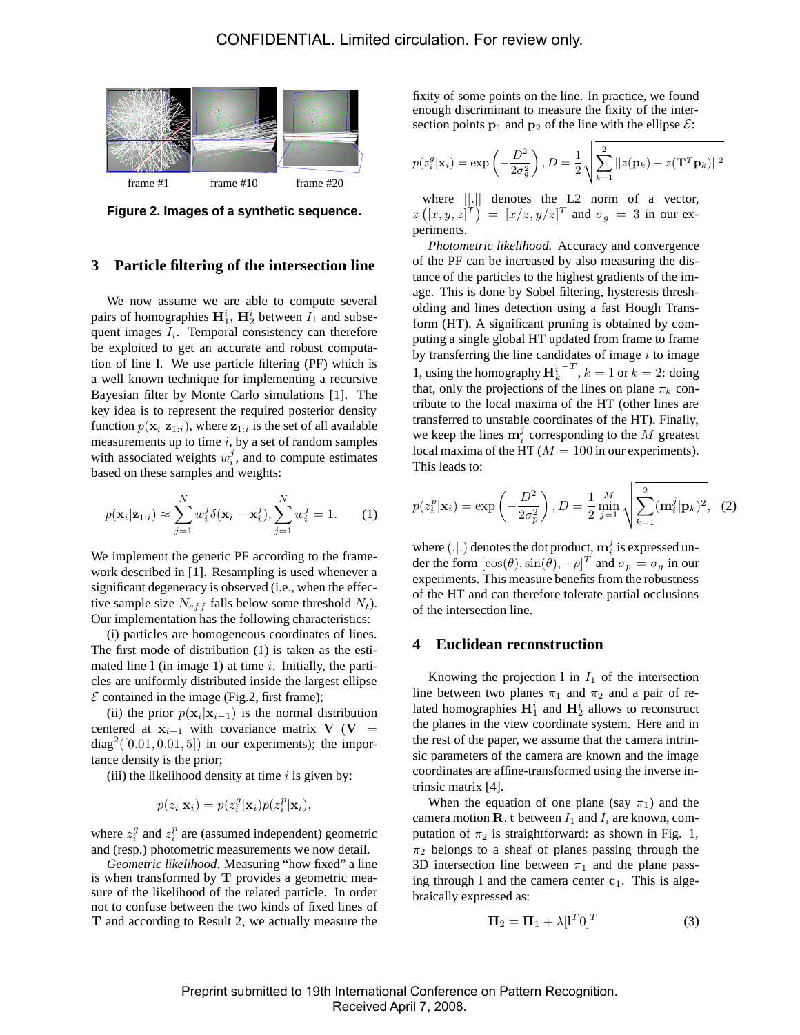frame #1 frame #10 frame #20

**Figure 2. Images of a synthetic sequence.**

## 3 Particle filtering of the intersection line

We now assume we are able to compute several pairs of homographies $\mathbf{H}_1^i$, $\mathbf{H}_2^i$ between $I_1$ and subsequent images $I_i$. Temporal consistency can therefore be exploited to get an accurate and robust computation of line $\mathbf{l}$. We use particle filtering (PF) which is a well known technique for implementing a recursive Bayesian filter by Monte Carlo simulations [1]. The key idea is to represent the required posterior density function $p(\mathbf{x}_i|\mathbf{z}_{1:i})$, where $\mathbf{z}_{1:i}$ is the set of all available measurements up to time $i$, by a set of random samples with associated weights $w_i^j$, and to compute estimates based on these samples and weights:

$$p(\mathbf{x}_i|\mathbf{z}_{1:i}) \approx \sum_{j=1}^{N} w_i^j \delta(\mathbf{x}_i - \mathbf{x}_i^j), \sum_{j=1}^{N} w_i^j = 1. \qquad (1)$$

We implement the generic PF according to the framework described in [1]. Resampling is used whenever a significant degeneracy is observed (i.e., when the effective sample size $N_{eff}$ falls below some threshold $N_t$). Our implementation has the following characteristics:

(i) particles are homogeneous coordinates of lines. The first mode of distribution (1) is taken as the estimated line $\mathbf{l}$ (in image 1) at time $i$. Initially, the particles are uniformly distributed inside the largest ellipse $\mathcal{E}$ contained in the image (Fig.2, first frame);

(ii) the prior $p(\mathbf{x}_i|\mathbf{x}_{i-1})$ is the normal distribution centered at $\mathbf{x}_{i-1}$ with covariance matrix $\mathbf{V}$ ($\mathbf{V} = \text{diag}^2([0.01, 0.01, 5])$ in our experiments); the importance density is the prior;

(iii) the likelihood density at time $i$ is given by:

$$p(z_i|\mathbf{x}_i) = p(z_i^g|\mathbf{x}_i)p(z_i^p|\mathbf{x}_i),$$

where $z_i^g$ and $z_i^p$ are (assumed independent) geometric and (resp.) photometric measurements we now detail.

*Geometric likelihood.* Measuring "how fixed" a line is when transformed by $\mathbf{T}$ provides a geometric measure of the likelihood of the related particle. In order not to confuse between the two kinds of fixed lines of $\mathbf{T}$ and according to Result 2, we actually measure the fixity of some points on the line. In practice, we found enough discriminant to measure the fixity of the intersection points $\mathbf{p}_1$ and $\mathbf{p}_2$ of the line with the ellipse $\mathcal{E}$:

$$p(z_i^g|\mathbf{x}_i) = \exp\left(-\frac{D^2}{2\sigma_g^2}\right), D = \frac{1}{2}\sqrt{\sum_{k=1}^{2}||z(\mathbf{p}_k) - z(\mathbf{T}^T\mathbf{p}_k)||^2}$$

where $||.||$ denotes the L2 norm of a vector, $z\left([x, y, z]^T\right) = [x/z, y/z]^T$ and $\sigma_g = 3$ in our experiments.

*Photometric likelihood.* Accuracy and convergence of the PF can be increased by also measuring the distance of the particles to the highest gradients of the image. This is done by Sobel filtering, hysteresis thresholding and lines detection using a fast Hough Transform (HT). A significant pruning is obtained by computing a single global HT updated from frame to frame by transferring the line candidates of image $i$ to image 1, using the homography $\mathbf{H}_k^{i\;-T}$, $k = 1$ or $k = 2$: doing that, only the projections of the lines on plane $\pi_k$ contribute to the local maxima of the HT (other lines are transferred to unstable coordinates of the HT). Finally, we keep the lines $\mathbf{m}_i^j$ corresponding to the $M$ greatest local maxima of the HT ($M = 100$ in our experiments). This leads to:

$$p(z_i^p|\mathbf{x}_i) = \exp\left(-\frac{D^2}{2\sigma_p^2}\right), D = \frac{1}{2}\min_{j=1}^{M}\sqrt{\sum_{k=1}^{2}(\mathbf{m}_i^j|\mathbf{p}_k)^2}, \quad (2)$$

where $(.|.)$ denotes the dot product, $\mathbf{m}_i^j$ is expressed under the form $[\cos(\theta), \sin(\theta), -\rho]^T$ and $\sigma_p = \sigma_g$ in our experiments. This measure benefits from the robustness of the HT and can therefore tolerate partial occlusions of the intersection line.

## 4 Euclidean reconstruction

Knowing the projection $\mathbf{l}$ in $I_1$ of the intersection line between two planes $\pi_1$ and $\pi_2$ and a pair of related homographies $\mathbf{H}_1^i$ and $\mathbf{H}_2^i$ allows to reconstruct the planes in the view coordinate system. Here and in the rest of the paper, we assume that the camera intrinsic parameters of the camera are known and the image coordinates are affine-transformed using the inverse intrinsic matrix [4].

When the equation of one plane (say $\pi_1$) and the camera motion $\mathbf{R}, \mathbf{t}$ between $I_1$ and $I_i$ are known, computation of $\pi_2$ is straightforward: as shown in Fig. 1, $\pi_2$ belongs to a sheaf of planes passing through the 3D intersection line between $\pi_1$ and the plane passing through $\mathbf{l}$ and the camera center $\mathbf{c}_1$. This is algebraically expressed as:

$$\mathbf{\Pi}_2 = \mathbf{\Pi}_1 + \lambda[\mathbf{l}^T 0]^T \qquad (3)$$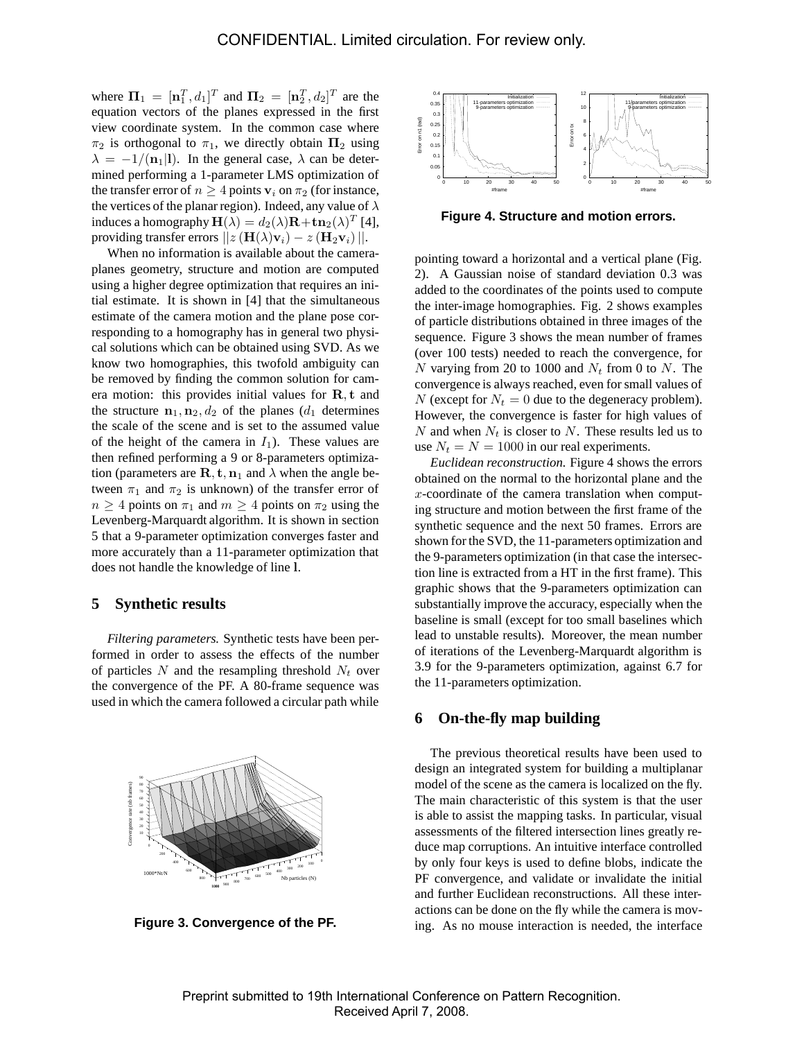where $\mathbf{\Pi}_1 = [\mathbf{n}_1^T, d_1]^T$ and $\mathbf{\Pi}_2 = [\mathbf{n}_2^T, d_2]^T$ are the equation vectors of the planes expressed in the first view coordinate system. In the common case where $\pi_2$ is orthogonal to $\pi_1$, we directly obtain $\mathbf{\Pi}_2$ using $\lambda = -1/(\mathbf{n}_1|\mathbf{l})$. In the general case, $\lambda$ can be determined performing a 1-parameter LMS optimization of the transfer error of $n \geq 4$ points $\mathbf{v}_i$ on $\pi_2$ (for instance, the vertices of the planar region). Indeed, any value of $\lambda$ induces a homography $\mathbf{H}(\lambda) = d_2(\lambda)\mathbf{R} + \mathbf{t}\mathbf{n}_2(\lambda)^T$ [4], providing transfer errors $||z(\mathbf{H}(\lambda)\mathbf{v}_i) - z(\mathbf{H}_2\mathbf{v}_i)||$.

When no information is available about the camera-planes geometry, structure and motion are computed using a higher degree optimization that requires an initial estimate. It is shown in [4] that the simultaneous estimate of the camera motion and the plane pose corresponding to a homography has in general two physical solutions which can be obtained using SVD. As we know two homographies, this twofold ambiguity can be removed by finding the common solution for camera motion: this provides initial values for $\mathbf{R}, \mathbf{t}$ and the structure $\mathbf{n}_1, \mathbf{n}_2, d_2$ of the planes ($d_1$ determines the scale of the scene and is set to the assumed value of the height of the camera in $I_1$). These values are then refined performing a 9 or 8-parameters optimization (parameters are $\mathbf{R}, \mathbf{t}, \mathbf{n}_1$ and $\lambda$ when the angle between $\pi_1$ and $\pi_2$ is unknown) of the transfer error of $n \geq 4$ points on $\pi_1$ and $m \geq 4$ points on $\pi_2$ using the Levenberg-Marquardt algorithm. It is shown in section 5 that a 9-parameter optimization converges faster and more accurately than a 11-parameter optimization that does not handle the knowledge of line $\mathbf{l}$.

## 5 Synthetic results

*Filtering parameters.* Synthetic tests have been performed in order to assess the effects of the number of particles $N$ and the resampling threshold $N_t$ over the convergence of the PF. A 80-frame sequence was used in which the camera followed a circular path while pointing toward a horizontal and a vertical plane (Fig. 2). A Gaussian noise of standard deviation 0.3 was added to the coordinates of the points used to compute the inter-image homographies. Fig. 2 shows examples of particle distributions obtained in three images of the sequence. Figure 3 shows the mean number of frames (over 100 tests) needed to reach the convergence, for $N$ varying from 20 to 1000 and $N_t$ from 0 to $N$. The convergence is always reached, even for small values of $N$ (except for $N_t = 0$ due to the degeneracy problem). However, the convergence is faster for high values of $N$ and when $N_t$ is closer to $N$. These results led us to use $N_t = N = 1000$ in our real experiments.

**Figure 3. Convergence of the PF.**

*Euclidean reconstruction.* Figure 4 shows the errors obtained on the normal to the horizontal plane and the $x$-coordinate of the camera translation when computing structure and motion between the first frame of the synthetic sequence and the next 50 frames. Errors are shown for the SVD, the 11-parameters optimization and the 9-parameters optimization (in that case the intersection line is extracted from a HT in the first frame). This graphic shows that the 9-parameters optimization can substantially improve the accuracy, especially when the baseline is small (except for too small baselines which lead to unstable results). Moreover, the mean number of iterations of the Levenberg-Marquardt algorithm is 3.9 for the 9-parameters optimization, against 6.7 for the 11-parameters optimization.

**Figure 4. Structure and motion errors.**

## 6 On-the-fly map building

The previous theoretical results have been used to design an integrated system for building a multiplanar model of the scene as the camera is localized on the fly. The main characteristic of this system is that the user is able to assist the mapping tasks. In particular, visual assessments of the filtered intersection lines greatly reduce map corruptions. An intuitive interface controlled by only four keys is used to define blobs, indicate the PF convergence, and validate or invalidate the initial and further Euclidean reconstructions. All these interactions can be done on the fly while the camera is moving. As no mouse interaction is needed, the interface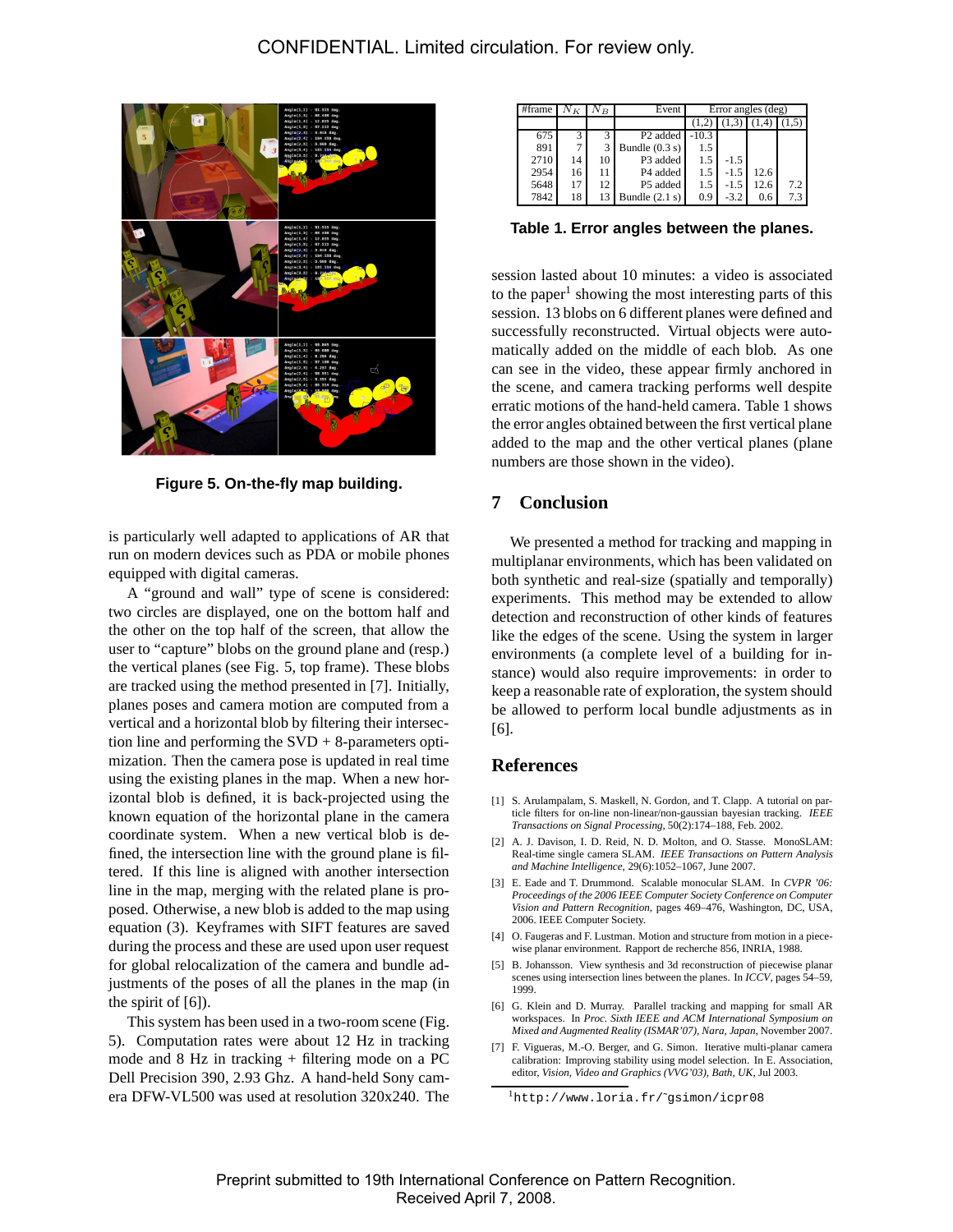Figure 5. On-the-fly map building.

is particularly well adapted to applications of AR that run on modern devices such as PDA or mobile phones equipped with digital cameras.

A "ground and wall" type of scene is considered: two circles are displayed, one on the bottom half and the other on the top half of the screen, that allow the user to "capture" blobs on the ground plane and (resp.) the vertical planes (see Fig. 5, top frame). These blobs are tracked using the method presented in [7]. Initially, planes poses and camera motion are computed from a vertical and a horizontal blob by filtering their intersection line and performing the SVD + 8-parameters optimization. Then the camera pose is updated in real time using the existing planes in the map. When a new horizontal blob is defined, it is back-projected using the known equation of the horizontal plane in the camera coordinate system. When a new vertical blob is defined, the intersection line with the ground plane is filtered. If this line is aligned with another intersection line in the map, merging with the related plane is proposed. Otherwise, a new blob is added to the map using equation (3). Keyframes with SIFT features are saved during the process and these are used upon user request for global relocalization of the camera and bundle adjustments of the poses of all the planes in the map (in the spirit of [6]).

This system has been used in a two-room scene (Fig. 5). Computation rates were about 12 Hz in tracking mode and 8 Hz in tracking + filtering mode on a PC Dell Precision 390, 2.93 Ghz. A hand-held Sony camera DFW-VL500 was used at resolution 320x240. The session lasted about 10 minutes: a video is associated to the paper[1] showing the most interesting parts of this session. 13 blobs on 6 different planes were defined and successfully reconstructed. Virtual objects were automatically added on the middle of each blob. As one can see in the video, these appear firmly anchored in the scene, and camera tracking performs well despite erratic motions of the hand-held camera. Table 1 shows the error angles obtained between the first vertical plane added to the map and the other vertical planes (plane numbers are those shown in the video).

| #frame | $N_K$ | $N_B$ | Event | Error angles (deg) | | | |
|---|---|---|---|---|---|---|---|
| | | | | (1,2) | (1,3) | (1,4) | (1,5) |
| 675 | 3 | 3 | P2 added | -10.3 | | | |
| 891 | 7 | 3 | Bundle (0.3 s) | 1.5 | | | |
| 2710 | 14 | 10 | P3 added | 1.5 | -1.5 | | |
| 2954 | 16 | 11 | P4 added | 1.5 | -1.5 | 12.6 | |
| 5648 | 17 | 12 | P5 added | 1.5 | -1.5 | 12.6 | 7.2 |
| 7842 | 18 | 13 | Bundle (2.1 s) | 0.9 | -3.2 | 0.6 | 7.3 |

Table 1. Error angles between the planes.

## 7 Conclusion

We presented a method for tracking and mapping in multiplanar environments, which has been validated on both synthetic and real-size (spatially and temporally) experiments. This method may be extended to allow detection and reconstruction of other kinds of features like the edges of the scene. Using the system in larger environments (a complete level of a building for instance) would also require improvements: in order to keep a reasonable rate of exploration, the system should be allowed to perform local bundle adjustments as in [6].

## References

[1] S. Arulampalam, S. Maskell, N. Gordon, and T. Clapp. A tutorial on particle filters for on-line non-linear/non-gaussian bayesian tracking. *IEEE Transactions on Signal Processing*, 50(2):174–188, Feb. 2002.

[2] A. J. Davison, I. D. Reid, N. D. Molton, and O. Stasse. MonoSLAM: Real-time single camera SLAM. *IEEE Transactions on Pattern Analysis and Machine Intelligence*, 29(6):1052–1067, June 2007.

[3] E. Eade and T. Drummond. Scalable monocular SLAM. In *CVPR '06: Proceedings of the 2006 IEEE Computer Society Conference on Computer Vision and Pattern Recognition*, pages 469–476, Washington, DC, USA, 2006. IEEE Computer Society.

[4] O. Faugeras and F. Lustman. Motion and structure from motion in a piecewise planar environment. Rapport de recherche 856, INRIA, 1988.

[5] B. Johansson. View synthesis and 3d reconstruction of piecewise planar scenes using intersection lines between the planes. In *ICCV*, pages 54–59, 1999.

[6] G. Klein and D. Murray. Parallel tracking and mapping for small AR workspaces. In *Proc. Sixth IEEE and ACM International Symposium on Mixed and Augmented Reality (ISMAR'07), Nara, Japan*, November 2007.

[7] F. Vigueras, M.-O. Berger, and G. Simon. Iterative multi-planar camera calibration: Improving stability using model selection. In E. Association, editor, *Vision, Video and Graphics (VVG'03), Bath, UK*, Jul 2003.

[1] http://www.loria.fr/~gsimon/icpr08